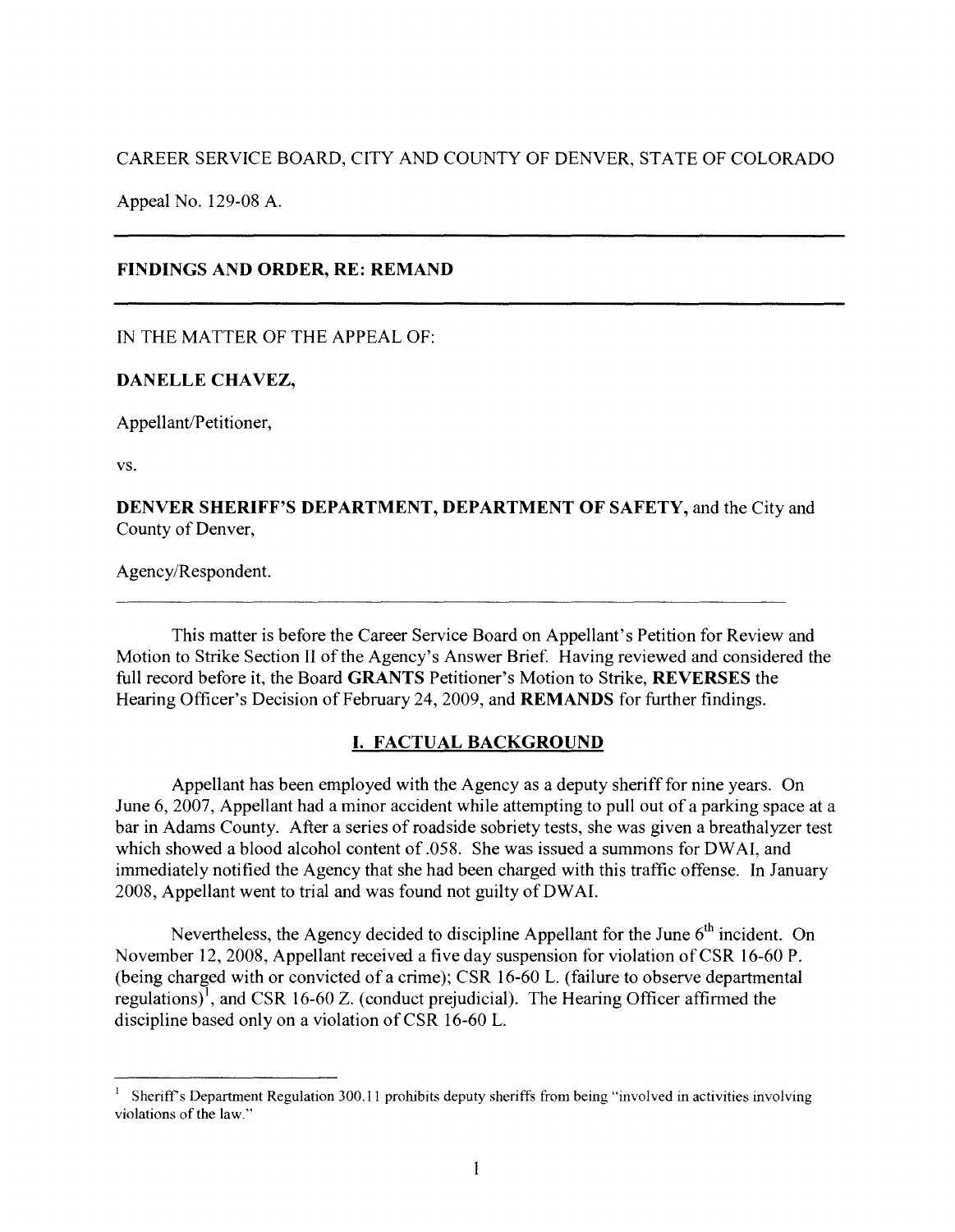CAREER SERVICE BOARD, CITY AND COUNTY OF DENVER, STATE OF COLORADO

Appeal No. 129-08 A.

---

**FINDINGS AND ORDER, RE: REMAND**

---

IN THE MATTER OF THE APPEAL OF:

**DANELLE CHAVEZ,**

Appellant/Petitioner,

vs.

**DENVER SHERIFF'S DEPARTMENT, DEPARTMENT OF SAFETY,** and the City and County of Denver,

Agency/Respondent.

---

This matter is before the Career Service Board on Appellant's Petition for Review and Motion to Strike Section II of the Agency's Answer Brief. Having reviewed and considered the full record before it, the Board **GRANTS** Petitioner's Motion to Strike, **REVERSES** the Hearing Officer's Decision of February 24, 2009, and **REMANDS** for further findings.

## I. FACTUAL BACKGROUND

Appellant has been employed with the Agency as a deputy sheriff for nine years. On June 6, 2007, Appellant had a minor accident while attempting to pull out of a parking space at a bar in Adams County. After a series of roadside sobriety tests, she was given a breathalyzer test which showed a blood alcohol content of .058. She was issued a summons for DWAI, and immediately notified the Agency that she had been charged with this traffic offense. In January 2008, Appellant went to trial and was found not guilty of DWAI.

Nevertheless, the Agency decided to discipline Appellant for the June 6th incident. On November 12, 2008, Appellant received a five day suspension for violation of CSR 16-60 P. (being charged with or convicted of a crime); CSR 16-60 L. (failure to observe departmental regulations)[1], and CSR 16-60 Z. (conduct prejudicial). The Hearing Officer affirmed the discipline based only on a violation of CSR 16-60 L.

---

[1] Sheriff's Department Regulation 300.11 prohibits deputy sheriffs from being "involved in activities involving violations of the law."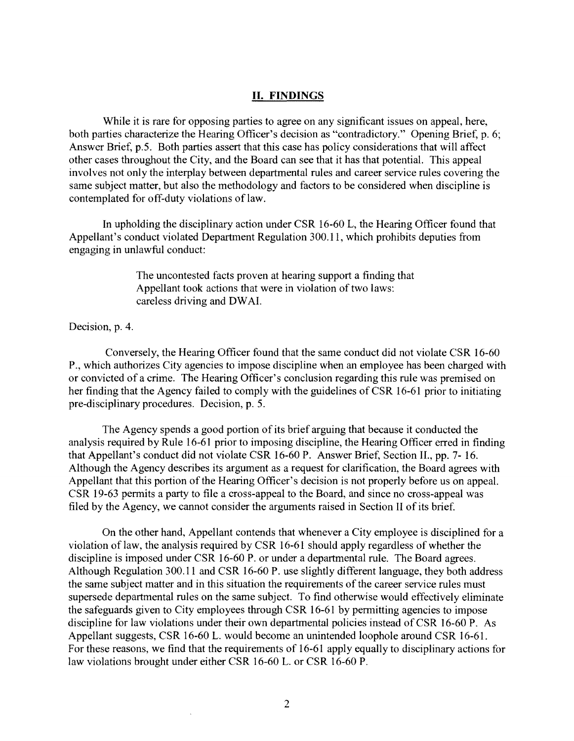## II. FINDINGS

While it is rare for opposing parties to agree on any significant issues on appeal, here, both parties characterize the Hearing Officer's decision as "contradictory." Opening Brief, p. 6; Answer Brief, p.5. Both parties assert that this case has policy considerations that will affect other cases throughout the City, and the Board can see that it has that potential. This appeal involves not only the interplay between departmental rules and career service rules covering the same subject matter, but also the methodology and factors to be considered when discipline is contemplated for off-duty violations of law.

In upholding the disciplinary action under CSR 16-60 L, the Hearing Officer found that Appellant's conduct violated Department Regulation 300.11, which prohibits deputies from engaging in unlawful conduct:

> The uncontested facts proven at hearing support a finding that Appellant took actions that were in violation of two laws: careless driving and DWAI.

Decision, p. 4.

Conversely, the Hearing Officer found that the same conduct did not violate CSR 16-60 P., which authorizes City agencies to impose discipline when an employee has been charged with or convicted of a crime. The Hearing Officer's conclusion regarding this rule was premised on her finding that the Agency failed to comply with the guidelines of CSR 16-61 prior to initiating pre-disciplinary procedures. Decision, p. 5.

The Agency spends a good portion of its brief arguing that because it conducted the analysis required by Rule 16-61 prior to imposing discipline, the Hearing Officer erred in finding that Appellant's conduct did not violate CSR 16-60 P. Answer Brief, Section II., pp. 7- 16. Although the Agency describes its argument as a request for clarification, the Board agrees with Appellant that this portion of the Hearing Officer's decision is not properly before us on appeal. CSR 19-63 permits a party to file a cross-appeal to the Board, and since no cross-appeal was filed by the Agency, we cannot consider the arguments raised in Section II of its brief.

On the other hand, Appellant contends that whenever a City employee is disciplined for a violation of law, the analysis required by CSR 16-61 should apply regardless of whether the discipline is imposed under CSR 16-60 P. or under a departmental rule. The Board agrees. Although Regulation 300.11 and CSR 16-60 P. use slightly different language, they both address the same subject matter and in this situation the requirements of the career service rules must supersede departmental rules on the same subject. To find otherwise would effectively eliminate the safeguards given to City employees through CSR 16-61 by permitting agencies to impose discipline for law violations under their own departmental policies instead of CSR 16-60 P. As Appellant suggests, CSR 16-60 L. would become an unintended loophole around CSR 16-61. For these reasons, we find that the requirements of 16-61 apply equally to disciplinary actions for law violations brought under either CSR 16-60 L. or CSR 16-60 P.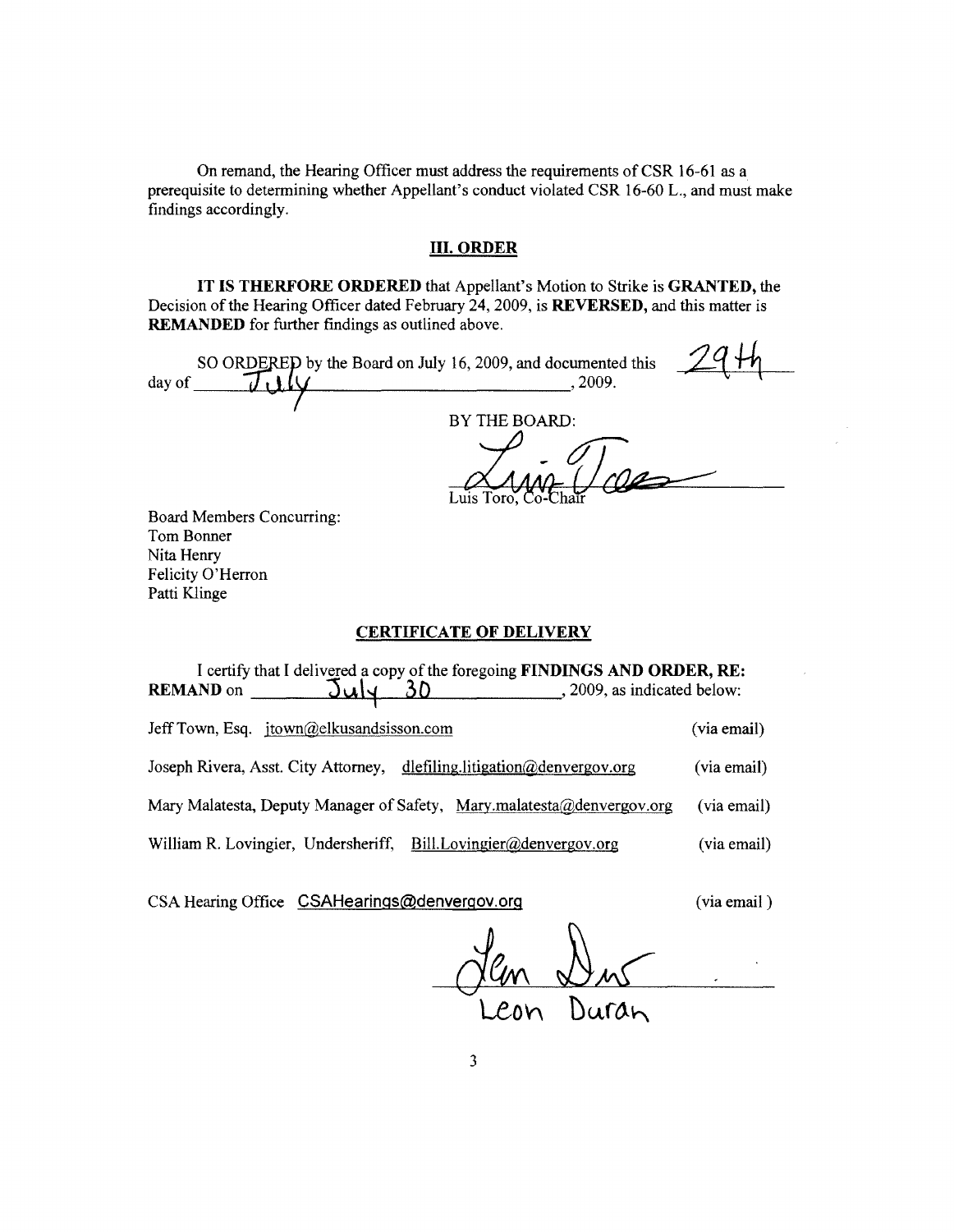On remand, the Hearing Officer must address the requirements of CSR 16-61 as a prerequisite to determining whether Appellant's conduct violated CSR 16-60 L., and must make findings accordingly.

## III. ORDER

**IT IS THERFORE ORDERED** that Appellant's Motion to Strike is **GRANTED,** the Decision of the Hearing Officer dated February 24, 2009, is **REVERSED,** and this matter is **REMANDED** for further findings as outlined above.

SO ORDERED by the Board on July 16, 2009, and documented this 29th day of July, 2009.

BY THE BOARD:

Luis Toro, Co-Chair

Board Members Concurring:
Tom Bonner
Nita Henry
Felicity O'Herron
Patti Klinge

## CERTIFICATE OF DELIVERY

I certify that I delivered a copy of the foregoing **FINDINGS AND ORDER, RE: REMAND** on July 30, 2009, as indicated below:

Jeff Town, Esq. jtown@elkusandsisson.com (via email)

Joseph Rivera, Asst. City Attorney, dlefiling.litigation@denvergov.org (via email)

Mary Malatesta, Deputy Manager of Safety, Mary.malatesta@denvergov.org (via email)

William R. Lovingier, Undersheriff, Bill.Lovingier@denvergov.org (via email)

CSA Hearing Office CSAHearings@denvergov.org (via email)

Leon Duran